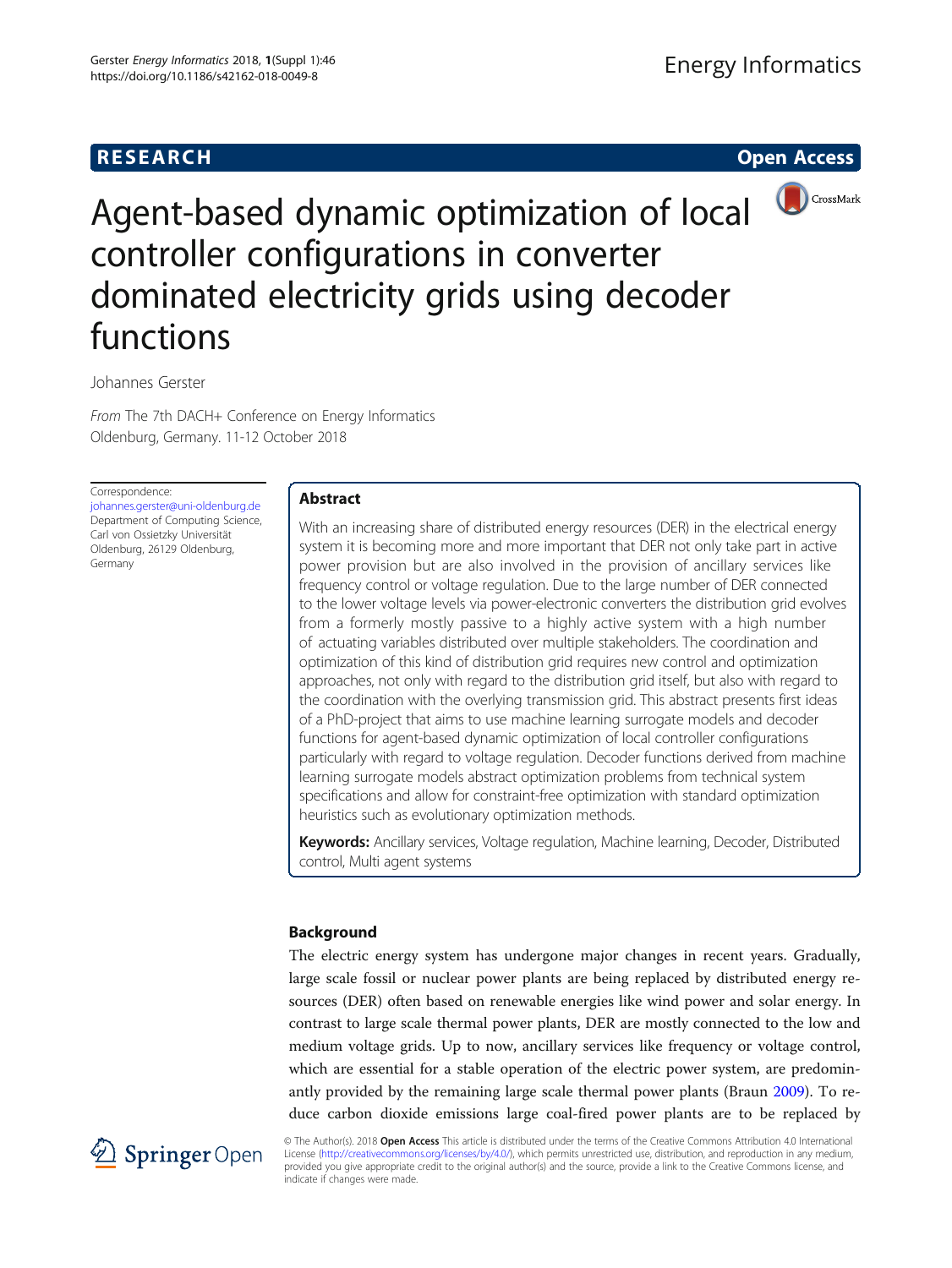RESEARCH

Open Access

# Agent-based dynamic optimization of local controller configurations in converter dominated electricity grids using decoder functions

Johannes Gerster

*From* The 7th DACH+ Conference on Energy Informatics
Oldenburg, Germany. 11-12 October 2018

Correspondence:
johannes.gerster@uni-oldenburg.de
Department of Computing Science, Carl von Ossietzky Universität Oldenburg, 26129 Oldenburg, Germany

## Abstract

With an increasing share of distributed energy resources (DER) in the electrical energy system it is becoming more and more important that DER not only take part in active power provision but are also involved in the provision of ancillary services like frequency control or voltage regulation. Due to the large number of DER connected to the lower voltage levels via power-electronic converters the distribution grid evolves from a formerly mostly passive to a highly active system with a high number of actuating variables distributed over multiple stakeholders. The coordination and optimization of this kind of distribution grid requires new control and optimization approaches, not only with regard to the distribution grid itself, but also with regard to the coordination with the overlying transmission grid. This abstract presents first ideas of a PhD-project that aims to use machine learning surrogate models and decoder functions for agent-based dynamic optimization of local controller configurations particularly with regard to voltage regulation. Decoder functions derived from machine learning surrogate models abstract optimization problems from technical system specifications and allow for constraint-free optimization with standard optimization heuristics such as evolutionary optimization methods.

**Keywords:** Ancillary services, Voltage regulation, Machine learning, Decoder, Distributed control, Multi agent systems

## Background

The electric energy system has undergone major changes in recent years. Gradually, large scale fossil or nuclear power plants are being replaced by distributed energy resources (DER) often based on renewable energies like wind power and solar energy. In contrast to large scale thermal power plants, DER are mostly connected to the low and medium voltage grids. Up to now, ancillary services like frequency or voltage control, which are essential for a stable operation of the electric power system, are predominantly provided by the remaining large scale thermal power plants (Braun 2009). To reduce carbon dioxide emissions large coal-fired power plants are to be replaced by

© The Author(s). 2018 **Open Access** This article is distributed under the terms of the Creative Commons Attribution 4.0 International License (http://creativecommons.org/licenses/by/4.0/), which permits unrestricted use, distribution, and reproduction in any medium, provided you give appropriate credit to the original author(s) and the source, provide a link to the Creative Commons license, and indicate if changes were made.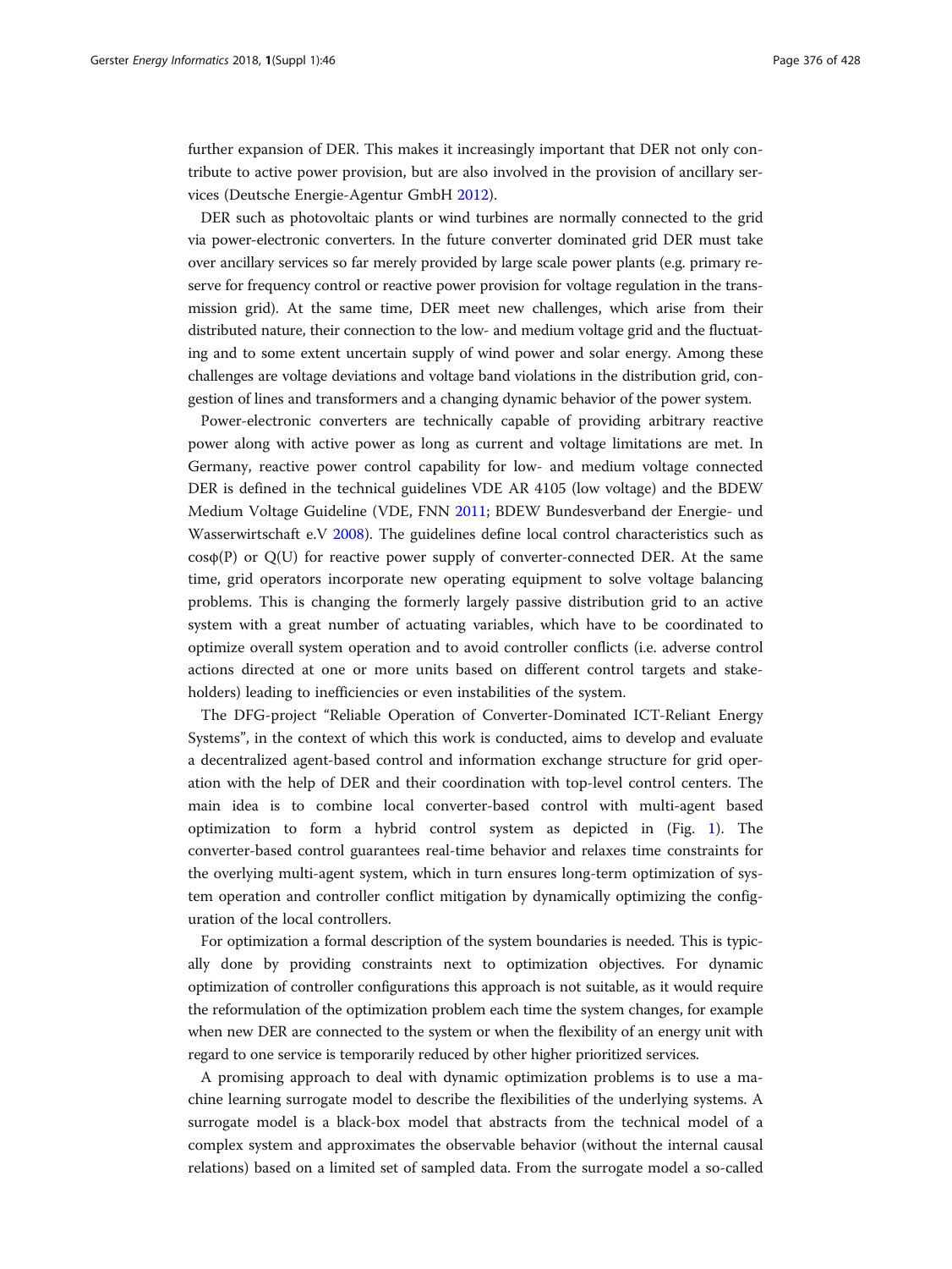further expansion of DER. This makes it increasingly important that DER not only contribute to active power provision, but are also involved in the provision of ancillary services (Deutsche Energie-Agentur GmbH 2012).

DER such as photovoltaic plants or wind turbines are normally connected to the grid via power-electronic converters. In the future converter dominated grid DER must take over ancillary services so far merely provided by large scale power plants (e.g. primary reserve for frequency control or reactive power provision for voltage regulation in the transmission grid). At the same time, DER meet new challenges, which arise from their distributed nature, their connection to the low- and medium voltage grid and the fluctuating and to some extent uncertain supply of wind power and solar energy. Among these challenges are voltage deviations and voltage band violations in the distribution grid, congestion of lines and transformers and a changing dynamic behavior of the power system.

Power-electronic converters are technically capable of providing arbitrary reactive power along with active power as long as current and voltage limitations are met. In Germany, reactive power control capability for low- and medium voltage connected DER is defined in the technical guidelines VDE AR 4105 (low voltage) and the BDEW Medium Voltage Guideline (VDE, FNN 2011; BDEW Bundesverband der Energie- und Wasserwirtschaft e.V 2008). The guidelines define local control characteristics such as cosφ(P) or Q(U) for reactive power supply of converter-connected DER. At the same time, grid operators incorporate new operating equipment to solve voltage balancing problems. This is changing the formerly largely passive distribution grid to an active system with a great number of actuating variables, which have to be coordinated to optimize overall system operation and to avoid controller conflicts (i.e. adverse control actions directed at one or more units based on different control targets and stakeholders) leading to inefficiencies or even instabilities of the system.

The DFG-project "Reliable Operation of Converter-Dominated ICT-Reliant Energy Systems", in the context of which this work is conducted, aims to develop and evaluate a decentralized agent-based control and information exchange structure for grid operation with the help of DER and their coordination with top-level control centers. The main idea is to combine local converter-based control with multi-agent based optimization to form a hybrid control system as depicted in (Fig. 1). The converter-based control guarantees real-time behavior and relaxes time constraints for the overlying multi-agent system, which in turn ensures long-term optimization of system operation and controller conflict mitigation by dynamically optimizing the configuration of the local controllers.

For optimization a formal description of the system boundaries is needed. This is typically done by providing constraints next to optimization objectives. For dynamic optimization of controller configurations this approach is not suitable, as it would require the reformulation of the optimization problem each time the system changes, for example when new DER are connected to the system or when the flexibility of an energy unit with regard to one service is temporarily reduced by other higher prioritized services.

A promising approach to deal with dynamic optimization problems is to use a machine learning surrogate model to describe the flexibilities of the underlying systems. A surrogate model is a black-box model that abstracts from the technical model of a complex system and approximates the observable behavior (without the internal causal relations) based on a limited set of sampled data. From the surrogate model a so-called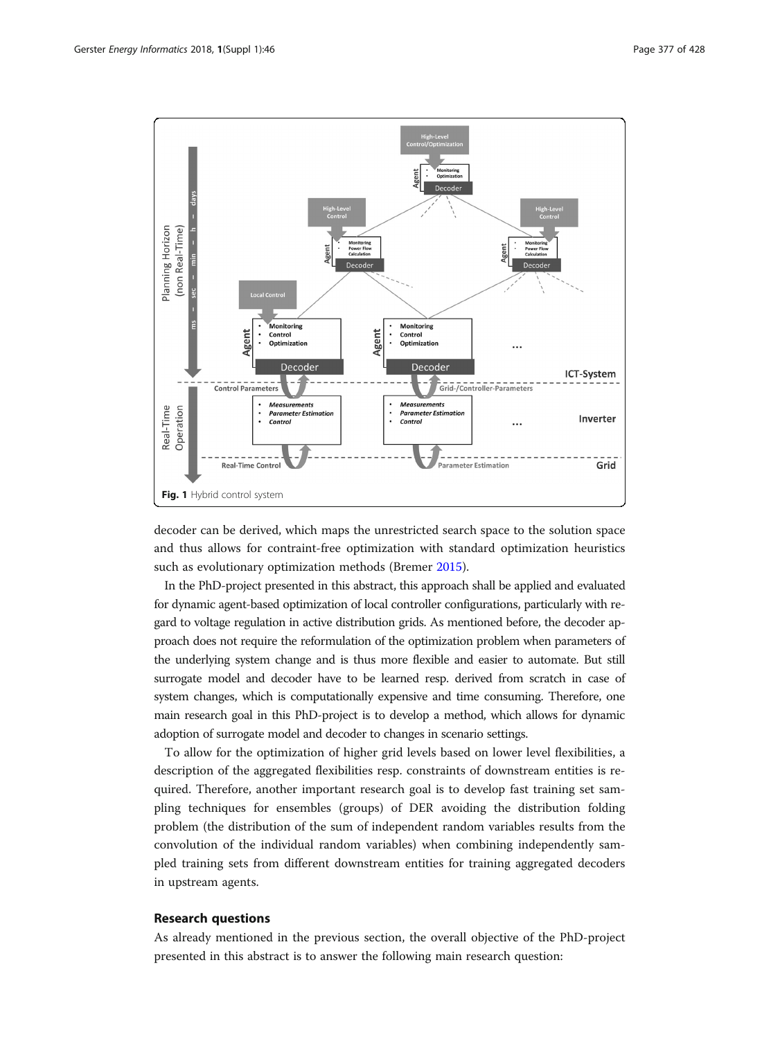Fig. 1 Hybrid control system

decoder can be derived, which maps the unrestricted search space to the solution space and thus allows for contraint-free optimization with standard optimization heuristics such as evolutionary optimization methods (Bremer 2015).

In the PhD-project presented in this abstract, this approach shall be applied and evaluated for dynamic agent-based optimization of local controller configurations, particularly with regard to voltage regulation in active distribution grids. As mentioned before, the decoder approach does not require the reformulation of the optimization problem when parameters of the underlying system change and is thus more flexible and easier to automate. But still surrogate model and decoder have to be learned resp. derived from scratch in case of system changes, which is computationally expensive and time consuming. Therefore, one main research goal in this PhD-project is to develop a method, which allows for dynamic adoption of surrogate model and decoder to changes in scenario settings.

To allow for the optimization of higher grid levels based on lower level flexibilities, a description of the aggregated flexibilities resp. constraints of downstream entities is required. Therefore, another important research goal is to develop fast training set sampling techniques for ensembles (groups) of DER avoiding the distribution folding problem (the distribution of the sum of independent random variables results from the convolution of the individual random variables) when combining independently sampled training sets from different downstream entities for training aggregated decoders in upstream agents.

## Research questions

As already mentioned in the previous section, the overall objective of the PhD-project presented in this abstract is to answer the following main research question: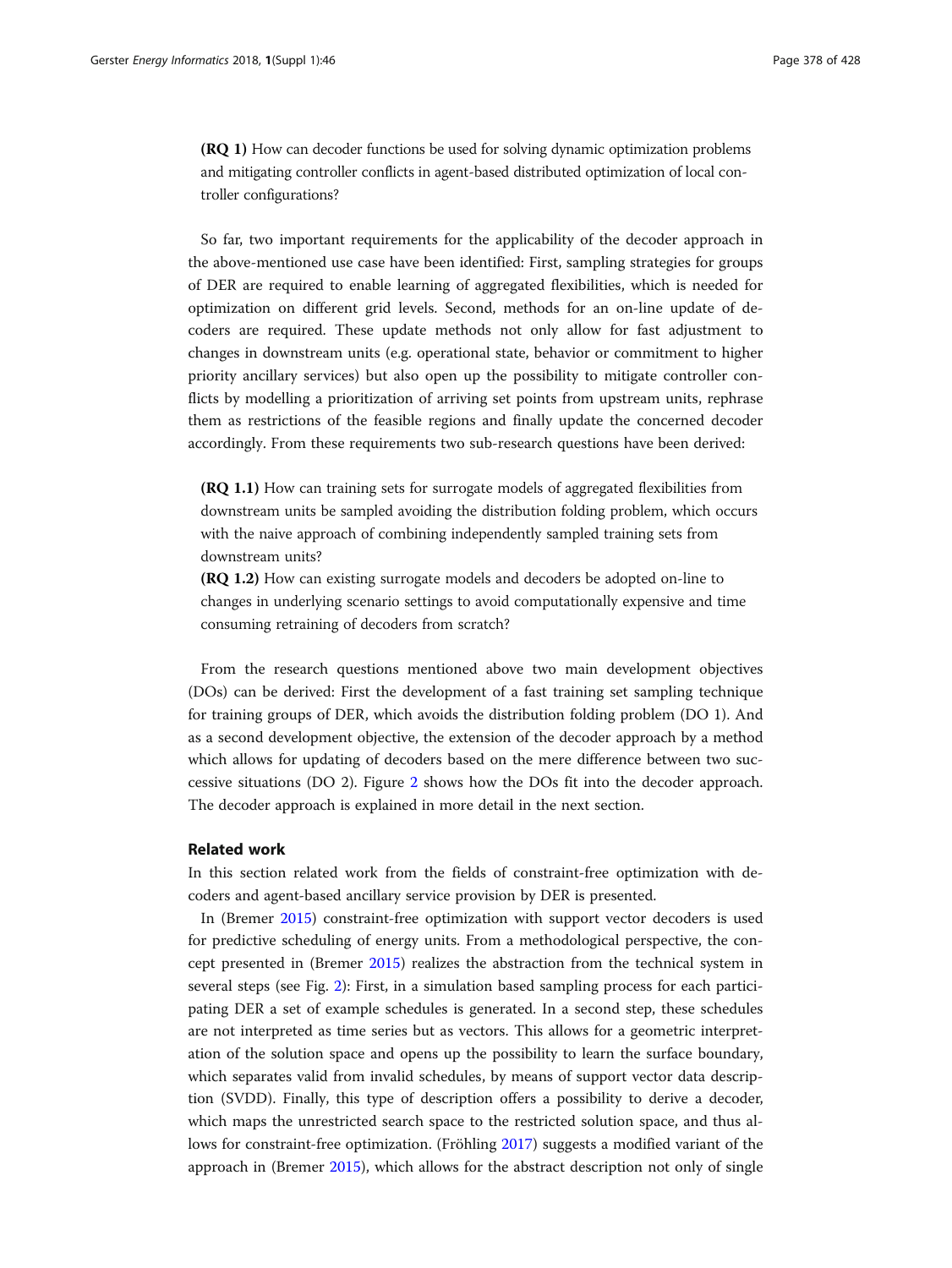**(RQ 1)** How can decoder functions be used for solving dynamic optimization problems and mitigating controller conflicts in agent-based distributed optimization of local controller configurations?

So far, two important requirements for the applicability of the decoder approach in the above-mentioned use case have been identified: First, sampling strategies for groups of DER are required to enable learning of aggregated flexibilities, which is needed for optimization on different grid levels. Second, methods for an on-line update of decoders are required. These update methods not only allow for fast adjustment to changes in downstream units (e.g. operational state, behavior or commitment to higher priority ancillary services) but also open up the possibility to mitigate controller conflicts by modelling a prioritization of arriving set points from upstream units, rephrase them as restrictions of the feasible regions and finally update the concerned decoder accordingly. From these requirements two sub-research questions have been derived:

**(RQ 1.1)** How can training sets for surrogate models of aggregated flexibilities from downstream units be sampled avoiding the distribution folding problem, which occurs with the naive approach of combining independently sampled training sets from downstream units?
**(RQ 1.2)** How can existing surrogate models and decoders be adopted on-line to changes in underlying scenario settings to avoid computationally expensive and time consuming retraining of decoders from scratch?

From the research questions mentioned above two main development objectives (DOs) can be derived: First the development of a fast training set sampling technique for training groups of DER, which avoids the distribution folding problem (DO 1). And as a second development objective, the extension of the decoder approach by a method which allows for updating of decoders based on the mere difference between two successive situations (DO 2). Figure 2 shows how the DOs fit into the decoder approach. The decoder approach is explained in more detail in the next section.

## Related work

In this section related work from the fields of constraint-free optimization with decoders and agent-based ancillary service provision by DER is presented.

In (Bremer 2015) constraint-free optimization with support vector decoders is used for predictive scheduling of energy units. From a methodological perspective, the concept presented in (Bremer 2015) realizes the abstraction from the technical system in several steps (see Fig. 2): First, in a simulation based sampling process for each participating DER a set of example schedules is generated. In a second step, these schedules are not interpreted as time series but as vectors. This allows for a geometric interpretation of the solution space and opens up the possibility to learn the surface boundary, which separates valid from invalid schedules, by means of support vector data description (SVDD). Finally, this type of description offers a possibility to derive a decoder, which maps the unrestricted search space to the restricted solution space, and thus allows for constraint-free optimization. (Fröhling 2017) suggests a modified variant of the approach in (Bremer 2015), which allows for the abstract description not only of single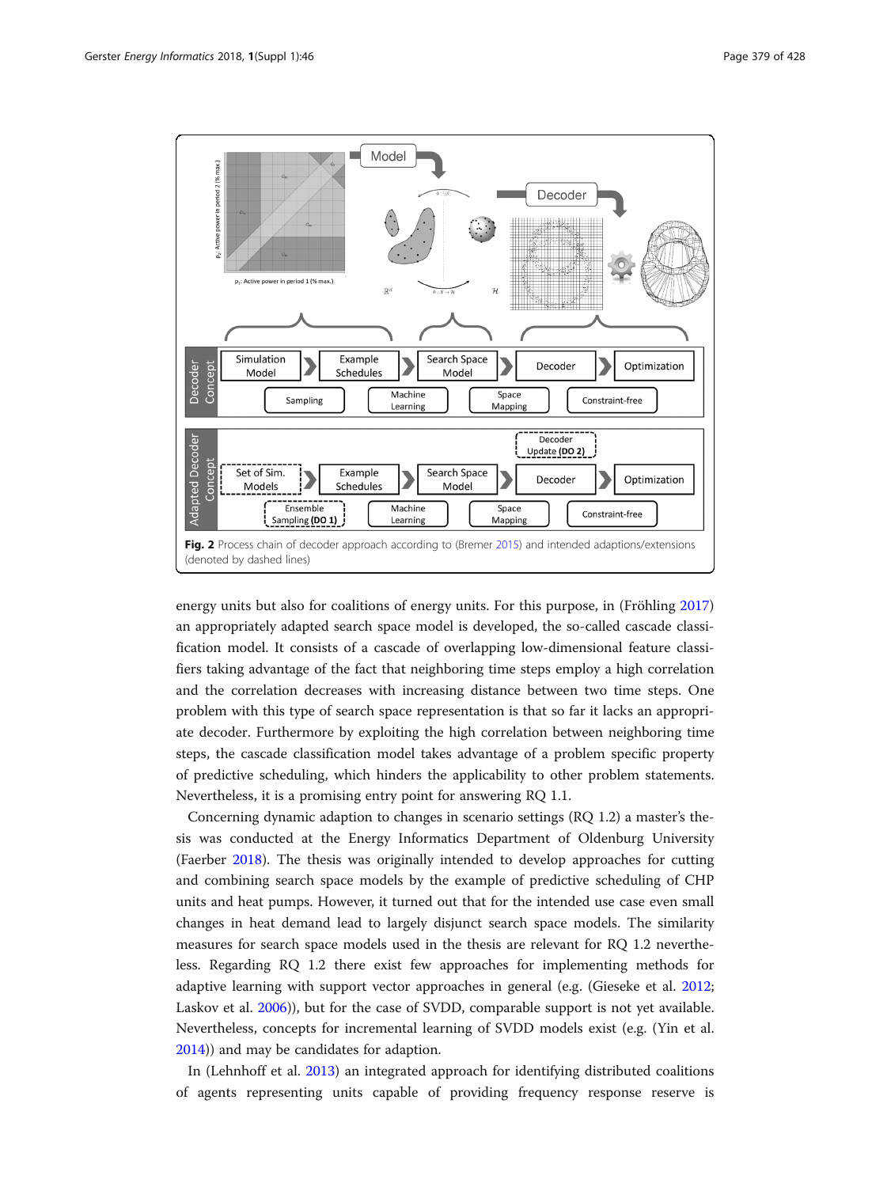Fig. 2 Process chain of decoder approach according to (Bremer 2015) and intended adaptions/extensions (denoted by dashed lines)

energy units but also for coalitions of energy units. For this purpose, in (Fröhling 2017) an appropriately adapted search space model is developed, the so-called cascade classification model. It consists of a cascade of overlapping low-dimensional feature classifiers taking advantage of the fact that neighboring time steps employ a high correlation and the correlation decreases with increasing distance between two time steps. One problem with this type of search space representation is that so far it lacks an appropriate decoder. Furthermore by exploiting the high correlation between neighboring time steps, the cascade classification model takes advantage of a problem specific property of predictive scheduling, which hinders the applicability to other problem statements. Nevertheless, it is a promising entry point for answering RQ 1.1.

Concerning dynamic adaption to changes in scenario settings (RQ 1.2) a master's thesis was conducted at the Energy Informatics Department of Oldenburg University (Faerber 2018). The thesis was originally intended to develop approaches for cutting and combining search space models by the example of predictive scheduling of CHP units and heat pumps. However, it turned out that for the intended use case even small changes in heat demand lead to largely disjunct search space models. The similarity measures for search space models used in the thesis are relevant for RQ 1.2 nevertheless. Regarding RQ 1.2 there exist few approaches for implementing methods for adaptive learning with support vector approaches in general (e.g. (Gieseke et al. 2012; Laskov et al. 2006)), but for the case of SVDD, comparable support is not yet available. Nevertheless, concepts for incremental learning of SVDD models exist (e.g. (Yin et al. 2014)) and may be candidates for adaption.

In (Lehnhoff et al. 2013) an integrated approach for identifying distributed coalitions of agents representing units capable of providing frequency response reserve is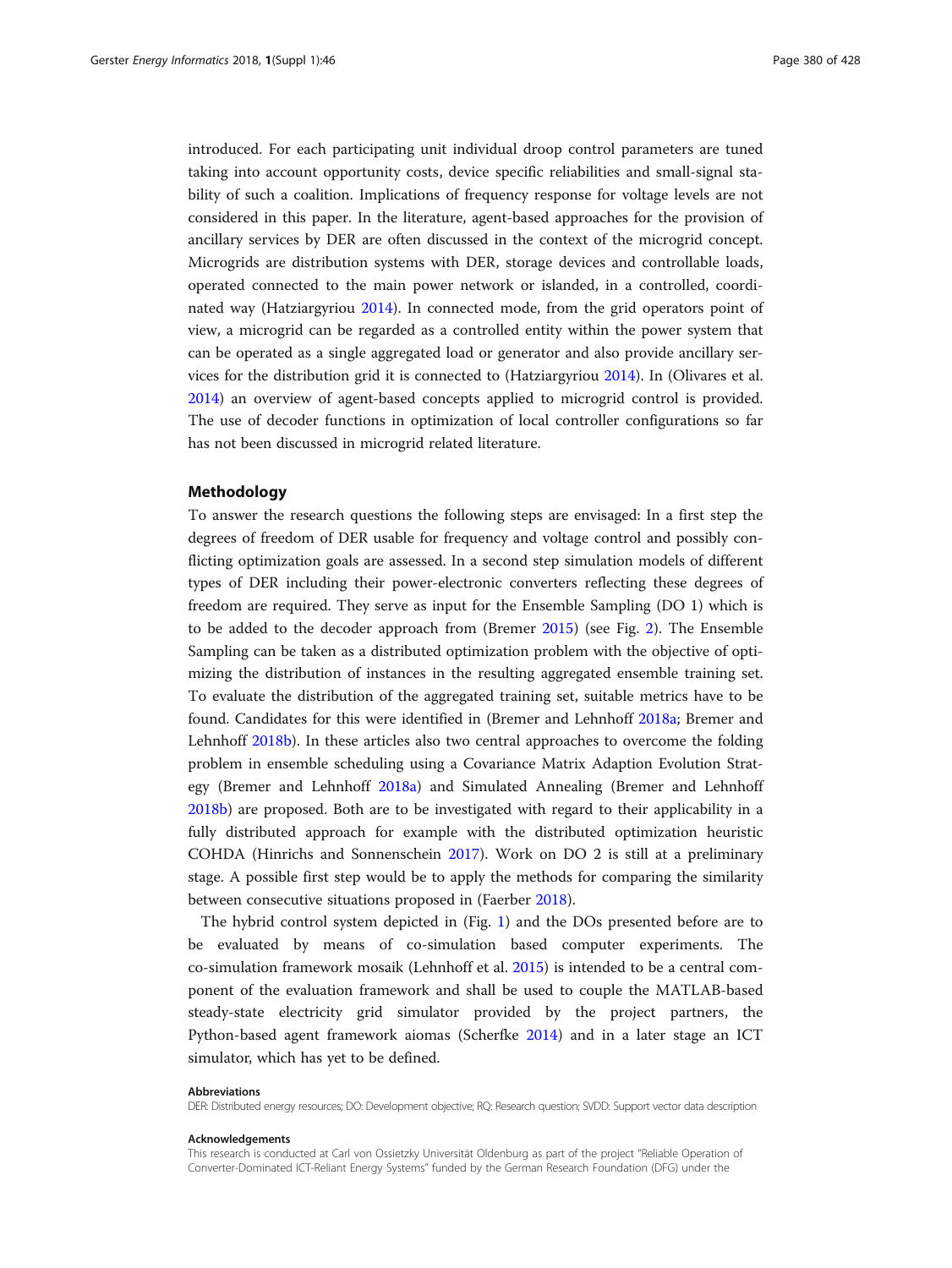introduced. For each participating unit individual droop control parameters are tuned taking into account opportunity costs, device specific reliabilities and small-signal stability of such a coalition. Implications of frequency response for voltage levels are not considered in this paper. In the literature, agent-based approaches for the provision of ancillary services by DER are often discussed in the context of the microgrid concept. Microgrids are distribution systems with DER, storage devices and controllable loads, operated connected to the main power network or islanded, in a controlled, coordinated way (Hatziargyriou 2014). In connected mode, from the grid operators point of view, a microgrid can be regarded as a controlled entity within the power system that can be operated as a single aggregated load or generator and also provide ancillary services for the distribution grid it is connected to (Hatziargyriou 2014). In (Olivares et al. 2014) an overview of agent-based concepts applied to microgrid control is provided. The use of decoder functions in optimization of local controller configurations so far has not been discussed in microgrid related literature.

## Methodology

To answer the research questions the following steps are envisaged: In a first step the degrees of freedom of DER usable for frequency and voltage control and possibly conflicting optimization goals are assessed. In a second step simulation models of different types of DER including their power-electronic converters reflecting these degrees of freedom are required. They serve as input for the Ensemble Sampling (DO 1) which is to be added to the decoder approach from (Bremer 2015) (see Fig. 2). The Ensemble Sampling can be taken as a distributed optimization problem with the objective of optimizing the distribution of instances in the resulting aggregated ensemble training set. To evaluate the distribution of the aggregated training set, suitable metrics have to be found. Candidates for this were identified in (Bremer and Lehnhoff 2018a; Bremer and Lehnhoff 2018b). In these articles also two central approaches to overcome the folding problem in ensemble scheduling using a Covariance Matrix Adaption Evolution Strategy (Bremer and Lehnhoff 2018a) and Simulated Annealing (Bremer and Lehnhoff 2018b) are proposed. Both are to be investigated with regard to their applicability in a fully distributed approach for example with the distributed optimization heuristic COHDA (Hinrichs and Sonnenschein 2017). Work on DO 2 is still at a preliminary stage. A possible first step would be to apply the methods for comparing the similarity between consecutive situations proposed in (Faerber 2018).

The hybrid control system depicted in (Fig. 1) and the DOs presented before are to be evaluated by means of co-simulation based computer experiments. The co-simulation framework mosaik (Lehnhoff et al. 2015) is intended to be a central component of the evaluation framework and shall be used to couple the MATLAB-based steady-state electricity grid simulator provided by the project partners, the Python-based agent framework aiomas (Scherfke 2014) and in a later stage an ICT simulator, which has yet to be defined.

#### Abbreviations

DER: Distributed energy resources; DO: Development objective; RQ: Research question; SVDD: Support vector data description

#### Acknowledgements

This research is conducted at Carl von Ossietzky Universität Oldenburg as part of the project "Reliable Operation of Converter-Dominated ICT-Reliant Energy Systems" funded by the German Research Foundation (DFG) under the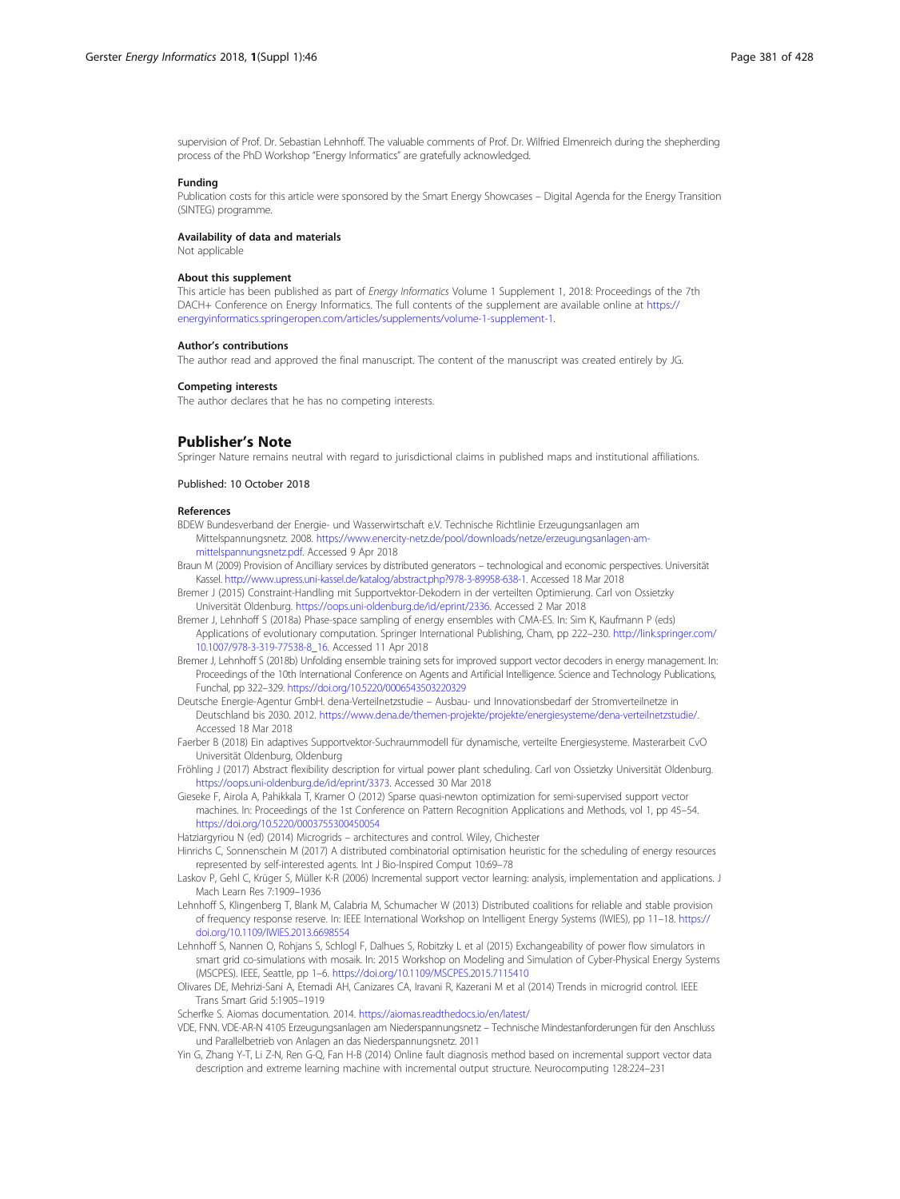supervision of Prof. Dr. Sebastian Lehnhoff. The valuable comments of Prof. Dr. Wilfried Elmenreich during the shepherding process of the PhD Workshop "Energy Informatics" are gratefully acknowledged.

#### Funding

Publication costs for this article were sponsored by the Smart Energy Showcases – Digital Agenda for the Energy Transition (SINTEG) programme.

#### Availability of data and materials

Not applicable

#### About this supplement

This article has been published as part of *Energy Informatics* Volume 1 Supplement 1, 2018: Proceedings of the 7th DACH+ Conference on Energy Informatics. The full contents of the supplement are available online at https://energyinformatics.springeropen.com/articles/supplements/volume-1-supplement-1.

#### Author's contributions

The author read and approved the final manuscript. The content of the manuscript was created entirely by JG.

#### Competing interests

The author declares that he has no competing interests.

## Publisher's Note

Springer Nature remains neutral with regard to jurisdictional claims in published maps and institutional affiliations.

Published: 10 October 2018

#### References

BDEW Bundesverband der Energie- und Wasserwirtschaft e.V. Technische Richtlinie Erzeugungsanlagen am Mittelspannungsnetz. 2008. https://www.enercity-netz.de/pool/downloads/netze/erzeugungsanlagen-am-mittelspannungsnetz.pdf. Accessed 9 Apr 2018

Braun M (2009) Provision of Ancilliary services by distributed generators – technological and economic perspectives. Universität Kassel. http://www.upress.uni-kassel.de/katalog/abstract.php?978-3-89958-638-1. Accessed 18 Mar 2018

Bremer J (2015) Constraint-Handling mit Supportvektor-Dekodern in der verteilten Optimierung. Carl von Ossietzky Universität Oldenburg. https://oops.uni-oldenburg.de/id/eprint/2336. Accessed 2 Mar 2018

Bremer J, Lehnhoff S (2018a) Phase-space sampling of energy ensembles with CMA-ES. In: Sim K, Kaufmann P (eds) Applications of evolutionary computation. Springer International Publishing, Cham, pp 222–230. http://link.springer.com/10.1007/978-3-319-77538-8_16. Accessed 11 Apr 2018

Bremer J, Lehnhoff S (2018b) Unfolding ensemble training sets for improved support vector decoders in energy management. In: Proceedings of the 10th International Conference on Agents and Artificial Intelligence. Science and Technology Publications, Funchal, pp 322–329. https://doi.org/10.5220/0006543503220329

Deutsche Energie-Agentur GmbH. dena-Verteilnetzstudie – Ausbau- und Innovationsbedarf der Stromverteilnetze in Deutschland bis 2030. 2012. https://www.dena.de/themen-projekte/projekte/energiesysteme/dena-verteilnetzstudie/. Accessed 18 Mar 2018

Faerber B (2018) Ein adaptives Supportvektor-Suchraummodell für dynamische, verteilte Energiesysteme. Masterarbeit CvO Universität Oldenburg, Oldenburg

Fröhling J (2017) Abstract flexibility description for virtual power plant scheduling. Carl von Ossietzky Universität Oldenburg. https://oops.uni-oldenburg.de/id/eprint/3373. Accessed 30 Mar 2018

Gieseke F, Airola A, Pahikkala T, Kramer O (2012) Sparse quasi-newton optimization for semi-supervised support vector machines. In: Proceedings of the 1st Conference on Pattern Recognition Applications and Methods, vol 1, pp 45–54. https://doi.org/10.5220/0003755300450054

Hatziargyriou N (ed) (2014) Microgrids – architectures and control. Wiley, Chichester

Hinrichs C, Sonnenschein M (2017) A distributed combinatorial optimisation heuristic for the scheduling of energy resources represented by self-interested agents. Int J Bio-Inspired Comput 10:69–78

Laskov P, Gehl C, Krüger S, Müller K-R (2006) Incremental support vector learning: analysis, implementation and applications. J Mach Learn Res 7:1909–1936

Lehnhoff S, Klingenberg T, Blank M, Calabria M, Schumacher W (2013) Distributed coalitions for reliable and stable provision of frequency response reserve. In: IEEE International Workshop on Intelligent Energy Systems (IWIES), pp 11–18. https://doi.org/10.1109/IWIES.2013.6698554

Lehnhoff S, Nannen O, Rohjans S, Schlogl F, Dalhues S, Robitzky L et al (2015) Exchangeability of power flow simulators in smart grid co-simulations with mosaik. In: 2015 Workshop on Modeling and Simulation of Cyber-Physical Energy Systems (MSCPES). IEEE, Seattle, pp 1–6. https://doi.org/10.1109/MSCPES.2015.7115410

Olivares DE, Mehrizi-Sani A, Etemadi AH, Canizares CA, Iravani R, Kazerani M et al (2014) Trends in microgrid control. IEEE Trans Smart Grid 5:1905–1919

Scherfke S. Aiomas documentation. 2014. https://aiomas.readthedocs.io/en/latest/

VDE, FNN. VDE-AR-N 4105 Erzeugungsanlagen am Niederspannungsnetz – Technische Mindestanforderungen für den Anschluss und Parallelbetrieb von Anlagen an das Niederspannungsnetz. 2011

Yin G, Zhang Y-T, Li Z-N, Ren G-Q, Fan H-B (2014) Online fault diagnosis method based on incremental support vector data description and extreme learning machine with incremental output structure. Neurocomputing 128:224–231